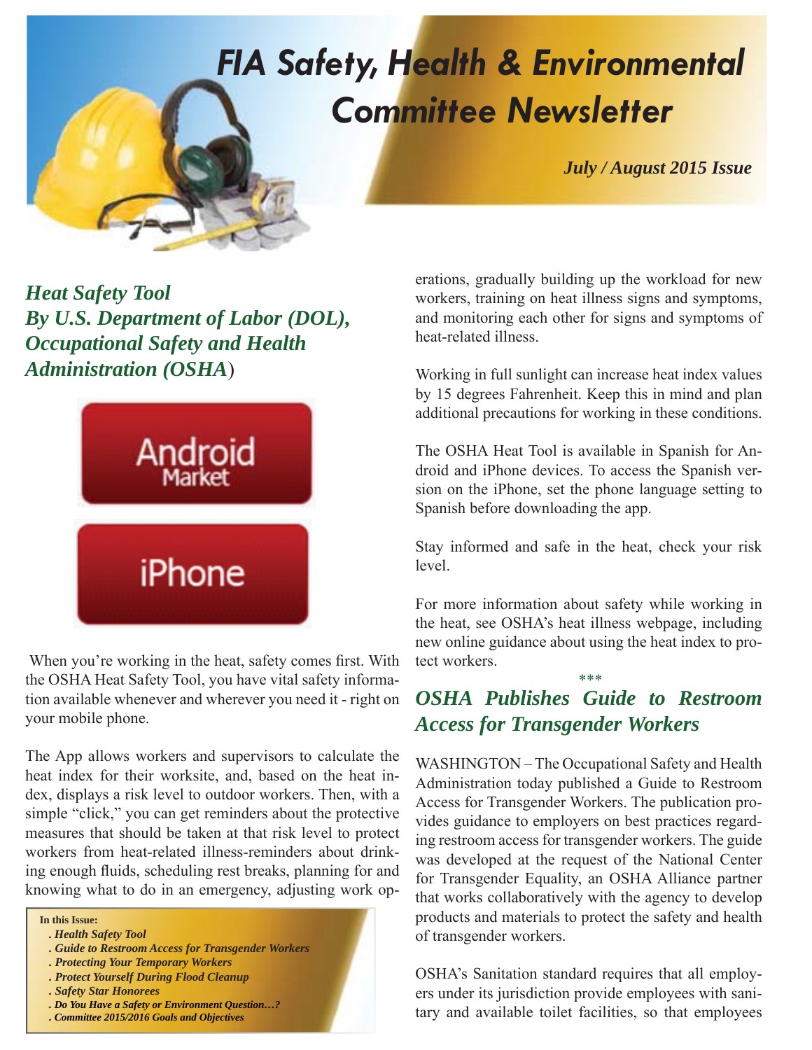# FIA Safety, Health & Environmental Committee Newsletter

***July / August 2015 Issue***

## *Heat Safety Tool By U.S. Department of Labor (DOL), Occupational Safety and Health Administration (OSHA)*

Android Market

iPhone

When you're working in the heat, safety comes first. With the OSHA Heat Safety Tool, you have vital safety information available whenever and wherever you need it - right on your mobile phone.

The App allows workers and supervisors to calculate the heat index for their worksite, and, based on the heat index, displays a risk level to outdoor workers. Then, with a simple "click," you can get reminders about the protective measures that should be taken at that risk level to protect workers from heat-related illness-reminders about drinking enough fluids, scheduling rest breaks, planning for and knowing what to do in an emergency, adjusting work operations, gradually building up the workload for new workers, training on heat illness signs and symptoms, and monitoring each other for signs and symptoms of heat-related illness.

Working in full sunlight can increase heat index values by 15 degrees Fahrenheit. Keep this in mind and plan additional precautions for working in these conditions.

The OSHA Heat Tool is available in Spanish for Android and iPhone devices. To access the Spanish version on the iPhone, set the phone language setting to Spanish before downloading the app.

Stay informed and safe in the heat, check your risk level.

For more information about safety while working in the heat, see OSHA's heat illness webpage, including new online guidance about using the heat index to protect workers.

\*\*\*

## *OSHA Publishes Guide to Restroom Access for Transgender Workers*

WASHINGTON – The Occupational Safety and Health Administration today published a Guide to Restroom Access for Transgender Workers. The publication provides guidance to employers on best practices regarding restroom access for transgender workers. The guide was developed at the request of the National Center for Transgender Equality, an OSHA Alliance partner that works collaboratively with the agency to develop products and materials to protect the safety and health of transgender workers.

OSHA's Sanitation standard requires that all employers under its jurisdiction provide employees with sanitary and available toilet facilities, so that employees

**In this Issue:**

- *Health Safety Tool*
- *Guide to Restroom Access for Transgender Workers*
- *Protecting Your Temporary Workers*
- *Protect Yourself During Flood Cleanup*
- *Safety Star Honorees*
- *Do You Have a Safety or Environment Question…?*
- *Committee 2015/2016 Goals and Objectives*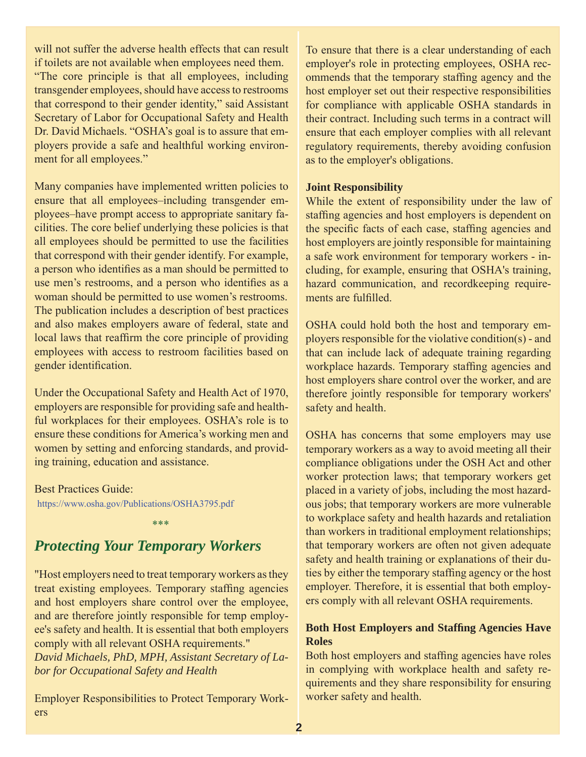will not suffer the adverse health effects that can result if toilets are not available when employees need them. "The core principle is that all employees, including transgender employees, should have access to restrooms that correspond to their gender identity," said Assistant Secretary of Labor for Occupational Safety and Health Dr. David Michaels. "OSHA's goal is to assure that employers provide a safe and healthful working environment for all employees."

Many companies have implemented written policies to ensure that all employees–including transgender employees–have prompt access to appropriate sanitary facilities. The core belief underlying these policies is that all employees should be permitted to use the facilities that correspond with their gender identify. For example, a person who identifies as a man should be permitted to use men's restrooms, and a person who identifies as a woman should be permitted to use women's restrooms. The publication includes a description of best practices and also makes employers aware of federal, state and local laws that reaffirm the core principle of providing employees with access to restroom facilities based on gender identification.

Under the Occupational Safety and Health Act of 1970, employers are responsible for providing safe and healthful workplaces for their employees. OSHA's role is to ensure these conditions for America's working men and women by setting and enforcing standards, and providing training, education and assistance.

Best Practices Guide:
https://www.osha.gov/Publications/OSHA3795.pdf

***

## *Protecting Your Temporary Workers*

"Host employers need to treat temporary workers as they treat existing employees. Temporary staffing agencies and host employers share control over the employee, and are therefore jointly responsible for temp employee's safety and health. It is essential that both employers comply with all relevant OSHA requirements."
*David Michaels, PhD, MPH, Assistant Secretary of Labor for Occupational Safety and Health*

Employer Responsibilities to Protect Temporary Workers

To ensure that there is a clear understanding of each employer's role in protecting employees, OSHA recommends that the temporary staffing agency and the host employer set out their respective responsibilities for compliance with applicable OSHA standards in their contract. Including such terms in a contract will ensure that each employer complies with all relevant regulatory requirements, thereby avoiding confusion as to the employer's obligations.

**Joint Responsibility**

While the extent of responsibility under the law of staffing agencies and host employers is dependent on the specific facts of each case, staffing agencies and host employers are jointly responsible for maintaining a safe work environment for temporary workers - including, for example, ensuring that OSHA's training, hazard communication, and recordkeeping requirements are fulfilled.

OSHA could hold both the host and temporary employers responsible for the violative condition(s) - and that can include lack of adequate training regarding workplace hazards. Temporary staffing agencies and host employers share control over the worker, and are therefore jointly responsible for temporary workers' safety and health.

OSHA has concerns that some employers may use temporary workers as a way to avoid meeting all their compliance obligations under the OSH Act and other worker protection laws; that temporary workers get placed in a variety of jobs, including the most hazardous jobs; that temporary workers are more vulnerable to workplace safety and health hazards and retaliation than workers in traditional employment relationships; that temporary workers are often not given adequate safety and health training or explanations of their duties by either the temporary staffing agency or the host employer. Therefore, it is essential that both employers comply with all relevant OSHA requirements.

**Both Host Employers and Staffing Agencies Have Roles**

Both host employers and staffing agencies have roles in complying with workplace health and safety requirements and they share responsibility for ensuring worker safety and health.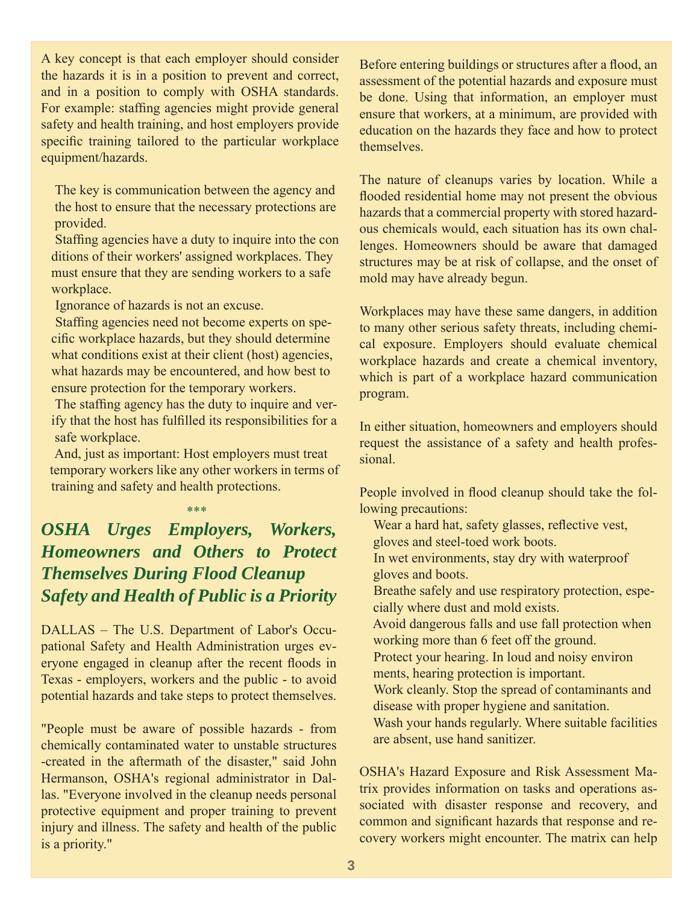A key concept is that each employer should consider the hazards it is in a position to prevent and correct, and in a position to comply with OSHA standards. For example: staffing agencies might provide general safety and health training, and host employers provide specific training tailored to the particular workplace equipment/hazards.

- The key is communication between the agency and the host to ensure that the necessary protections are provided.
- Staffing agencies have a duty to inquire into the conditions of their workers' assigned workplaces. They must ensure that they are sending workers to a safe workplace.
- Ignorance of hazards is not an excuse.
- Staffing agencies need not become experts on specific workplace hazards, but they should determine what conditions exist at their client (host) agencies, what hazards may be encountered, and how best to ensure protection for the temporary workers.
- The staffing agency has the duty to inquire and verify that the host has fulfilled its responsibilities for a safe workplace.
- And, just as important: Host employers must treat temporary workers like any other workers in terms of training and safety and health protections.

\*\*\*

## *OSHA Urges Employers, Workers, Homeowners and Others to Protect Themselves During Flood Cleanup Safety and Health of Public is a Priority*

DALLAS – The U.S. Department of Labor's Occupational Safety and Health Administration urges everyone engaged in cleanup after the recent floods in Texas - employers, workers and the public - to avoid potential hazards and take steps to protect themselves.

"People must be aware of possible hazards - from chemically contaminated water to unstable structures -created in the aftermath of the disaster," said John Hermanson, OSHA's regional administrator in Dallas. "Everyone involved in the cleanup needs personal protective equipment and proper training to prevent injury and illness. The safety and health of the public is a priority."

Before entering buildings or structures after a flood, an assessment of the potential hazards and exposure must be done. Using that information, an employer must ensure that workers, at a minimum, are provided with education on the hazards they face and how to protect themselves.

The nature of cleanups varies by location. While a flooded residential home may not present the obvious hazards that a commercial property with stored hazardous chemicals would, each situation has its own challenges. Homeowners should be aware that damaged structures may be at risk of collapse, and the onset of mold may have already begun.

Workplaces may have these same dangers, in addition to many other serious safety threats, including chemical exposure. Employers should evaluate chemical workplace hazards and create a chemical inventory, which is part of a workplace hazard communication program.

In either situation, homeowners and employers should request the assistance of a safety and health professional.

People involved in flood cleanup should take the following precautions:

- Wear a hard hat, safety glasses, reflective vest, gloves and steel-toed work boots.
- In wet environments, stay dry with waterproof gloves and boots.
- Breathe safely and use respiratory protection, especially where dust and mold exists.
- Avoid dangerous falls and use fall protection when working more than 6 feet off the ground.
- Protect your hearing. In loud and noisy environments, hearing protection is important.
- Work cleanly. Stop the spread of contaminants and disease with proper hygiene and sanitation.
- Wash your hands regularly. Where suitable facilities are absent, use hand sanitizer.

OSHA's Hazard Exposure and Risk Assessment Matrix provides information on tasks and operations associated with disaster response and recovery, and common and significant hazards that response and recovery workers might encounter. The matrix can help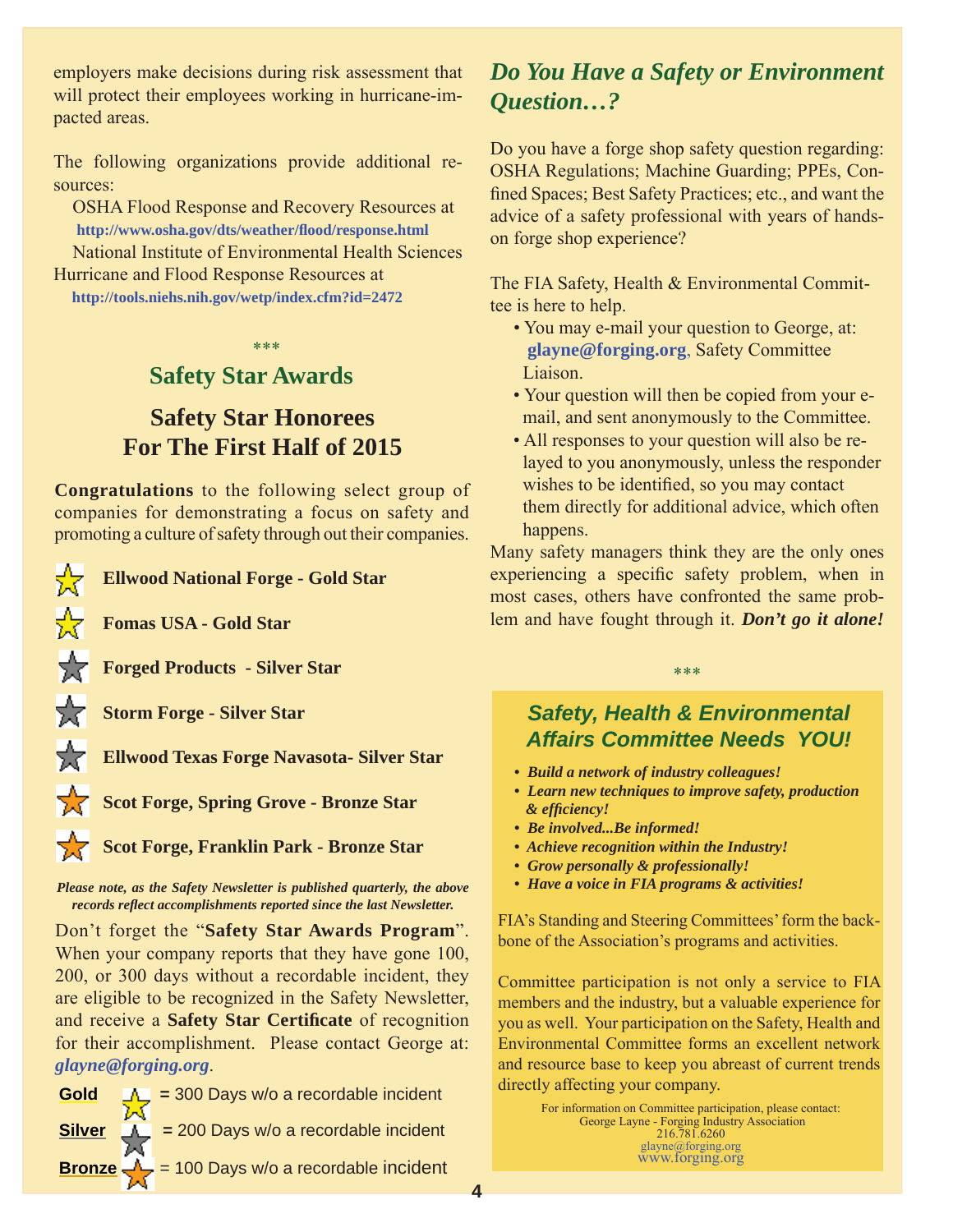employers make decisions during risk assessment that will protect their employees working in hurricane-impacted areas.

The following organizations provide additional resources:

OSHA Flood Response and Recovery Resources at **http://www.osha.gov/dts/weather/flood/response.html**

National Institute of Environmental Health Sciences Hurricane and Flood Response Resources at **http://tools.niehs.nih.gov/wetp/index.cfm?id=2472**

\*\*\*

## Safety Star Awards

## Safety Star Honorees For The First Half of 2015

**Congratulations** to the following select group of companies for demonstrating a focus on safety and promoting a culture of safety through out their companies.

- **Ellwood National Forge - Gold Star**
- **Fomas USA - Gold Star**
- **Forged Products - Silver Star**
- **Storm Forge - Silver Star**
- **Ellwood Texas Forge Navasota- Silver Star**
- **Scot Forge, Spring Grove - Bronze Star**
- **Scot Forge, Franklin Park - Bronze Star**

***Please note, as the Safety Newsletter is published quarterly, the above records reflect accomplishments reported since the last Newsletter.***

Don't forget the "**Safety Star Awards Program**". When your company reports that they have gone 100, 200, or 300 days without a recordable incident, they are eligible to be recognized in the Safety Newsletter, and receive a **Safety Star Certificate** of recognition for their accomplishment. Please contact George at: ***glayne@forging.org***.

**Gold** = 300 Days w/o a recordable incident

**Silver** = 200 Days w/o a recordable incident

**Bronze** = 100 Days w/o a recordable incident

## *Do You Have a Safety or Environment Question…?*

Do you have a forge shop safety question regarding: OSHA Regulations; Machine Guarding; PPEs, Confined Spaces; Best Safety Practices; etc., and want the advice of a safety professional with years of hands-on forge shop experience?

The FIA Safety, Health & Environmental Committee is here to help.

- You may e-mail your question to George, at: **glayne@forging.org**, Safety Committee Liaison.
- Your question will then be copied from your e-mail, and sent anonymously to the Committee.
- All responses to your question will also be relayed to you anonymously, unless the responder wishes to be identified, so you may contact them directly for additional advice, which often happens.

Many safety managers think they are the only ones experiencing a specific safety problem, when in most cases, others have confronted the same problem and have fought through it. ***Don't go it alone!***

\*\*\*

### *Safety, Health & Environmental Affairs Committee Needs YOU!*

- ***Build a network of industry colleagues!***
- ***Learn new techniques to improve safety, production & efficiency!***
- ***Be involved...Be informed!***
- ***Achieve recognition within the Industry!***
- ***Grow personally & professionally!***
- ***Have a voice in FIA programs & activities!***

FIA's Standing and Steering Committees' form the backbone of the Association's programs and activities.

Committee participation is not only a service to FIA members and the industry, but a valuable experience for you as well. Your participation on the Safety, Health and Environmental Committee forms an excellent network and resource base to keep you abreast of current trends directly affecting your company.

For information on Committee participation, please contact:
George Layne - Forging Industry Association
216.781.6260
glayne@forging.org
www.forging.org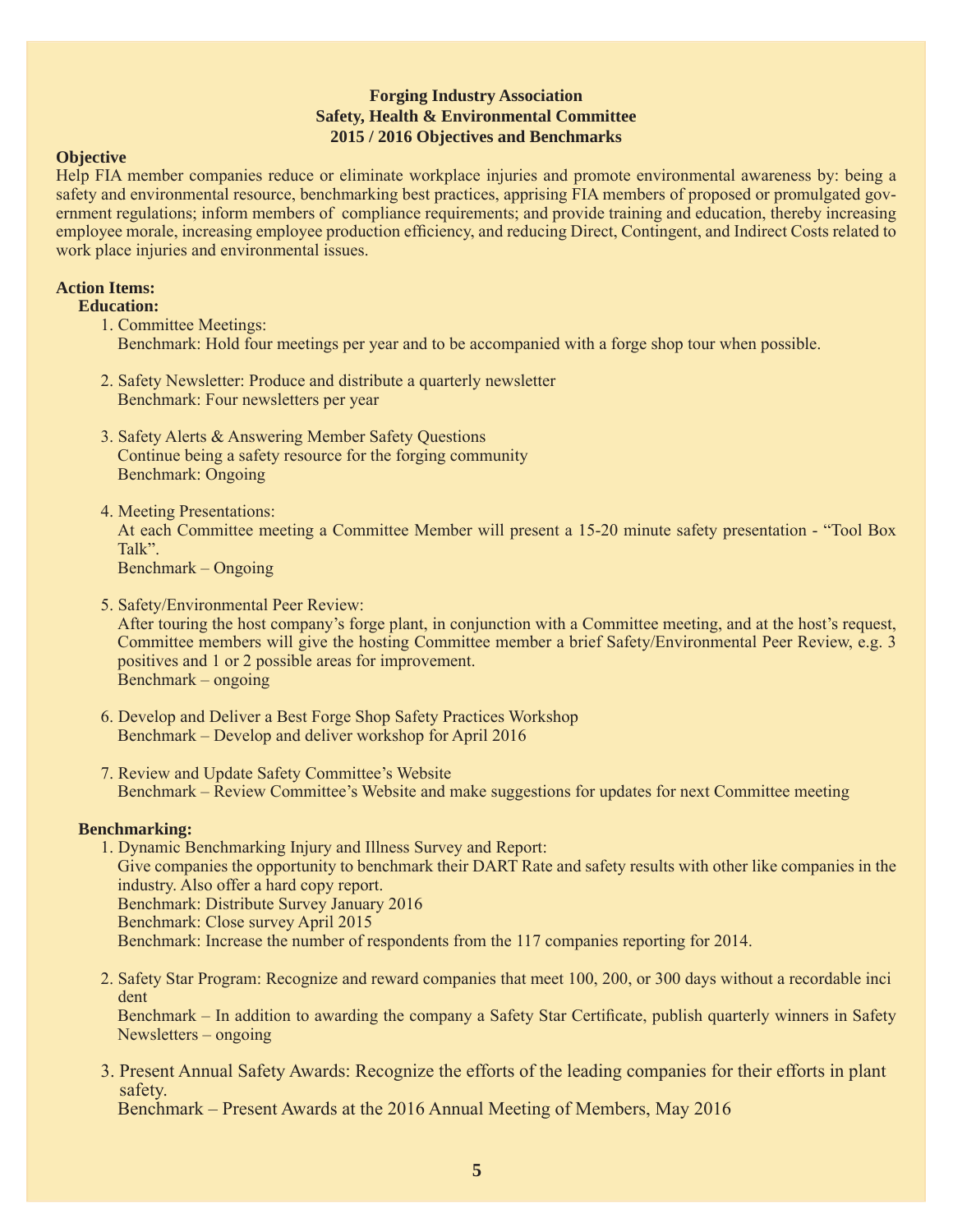**Forging Industry Association**
**Safety, Health & Environmental Committee**
**2015 / 2016 Objectives and Benchmarks**

**Objective**

Help FIA member companies reduce or eliminate workplace injuries and promote environmental awareness by: being a safety and environmental resource, benchmarking best practices, apprising FIA members of proposed or promulgated government regulations; inform members of compliance requirements; and provide training and education, thereby increasing employee morale, increasing employee production efficiency, and reducing Direct, Contingent, and Indirect Costs related to work place injuries and environmental issues.

**Action Items:**

**Education:**

1. Committee Meetings:
   Benchmark: Hold four meetings per year and to be accompanied with a forge shop tour when possible.

2. Safety Newsletter: Produce and distribute a quarterly newsletter
   Benchmark: Four newsletters per year

3. Safety Alerts & Answering Member Safety Questions
   Continue being a safety resource for the forging community
   Benchmark: Ongoing

4. Meeting Presentations:
   At each Committee meeting a Committee Member will present a 15-20 minute safety presentation - "Tool Box Talk".
   Benchmark – Ongoing

5. Safety/Environmental Peer Review:
   After touring the host company's forge plant, in conjunction with a Committee meeting, and at the host's request, Committee members will give the hosting Committee member a brief Safety/Environmental Peer Review, e.g. 3 positives and 1 or 2 possible areas for improvement.
   Benchmark – ongoing

6. Develop and Deliver a Best Forge Shop Safety Practices Workshop
   Benchmark – Develop and deliver workshop for April 2016

7. Review and Update Safety Committee's Website
   Benchmark – Review Committee's Website and make suggestions for updates for next Committee meeting

**Benchmarking:**

1. Dynamic Benchmarking Injury and Illness Survey and Report:
   Give companies the opportunity to benchmark their DART Rate and safety results with other like companies in the industry. Also offer a hard copy report.
   Benchmark: Distribute Survey January 2016
   Benchmark: Close survey April 2015
   Benchmark: Increase the number of respondents from the 117 companies reporting for 2014.

2. Safety Star Program: Recognize and reward companies that meet 100, 200, or 300 days without a recordable incident
   Benchmark – In addition to awarding the company a Safety Star Certificate, publish quarterly winners in Safety Newsletters – ongoing

3. Present Annual Safety Awards: Recognize the efforts of the leading companies for their efforts in plant safety.
   Benchmark – Present Awards at the 2016 Annual Meeting of Members, May 2016